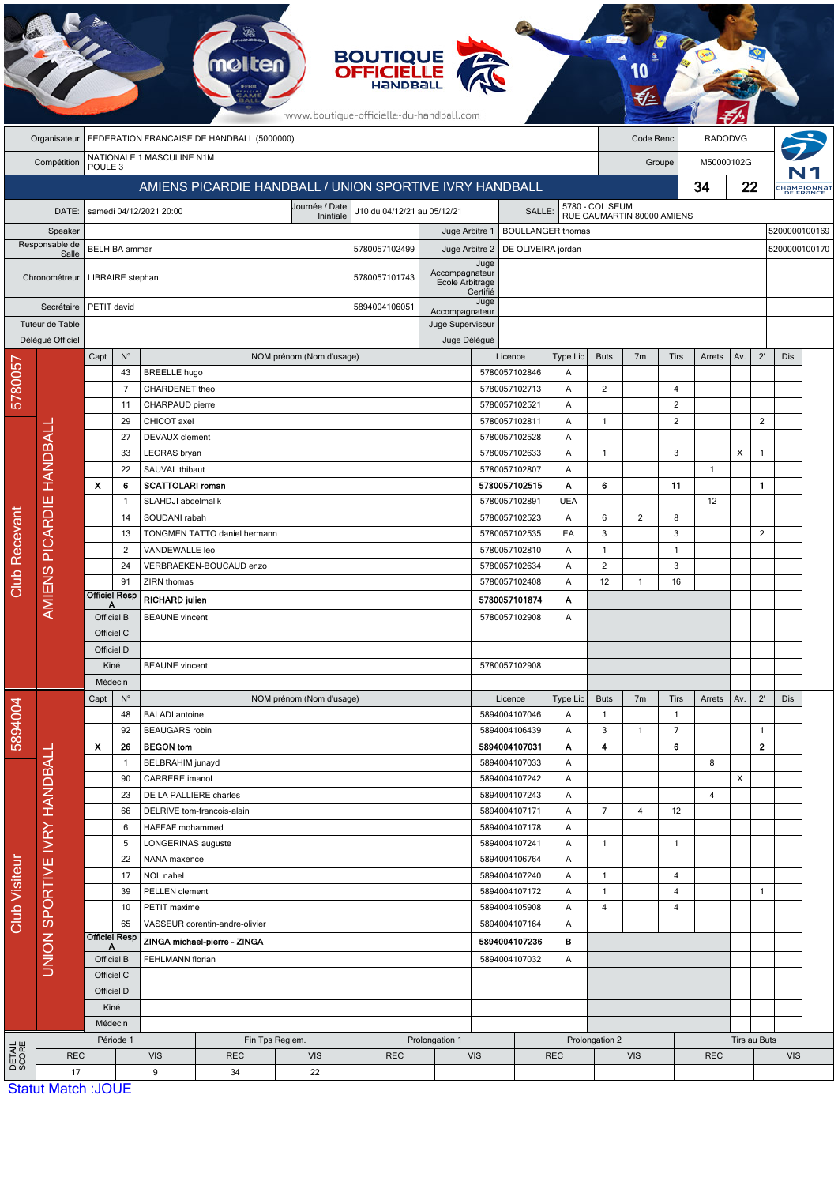| Organisateur | FEDERATION FRANCAISE DE HANDBALL (5000000) | Code Renc | RADODVG |
|---|---|---|---|
| Compétition | NATIONALE 1 MASCULINE N1M POULE 3 | Groupe | M50000102G |

## AMIENS PICARDIE HANDBALL / UNION SPORTIVE IVRY HANDBALL 34 22

| DATE: | samedi 04/12/2021 20:00 | Journée / Date Initiale | J10 du 04/12/21 au 05/12/21 | SALLE: | 5780 - COLISEUM RUE CAUMARTIN 80000 AMIENS |
|---|---|---|---|---|---|

| | | | | | |
|---|---|---|---|---|---|
| Speaker | | | Juge Arbitre 1 | BOULLANGER thomas | 5200000100169 |
| Responsable de Salle | BELHIBA ammar | 5780057102499 | Juge Arbitre 2 | DE OLIVEIRA jordan | 5200000100170 |
| Chronométreur | LIBRAIRE stephan | 5780057101743 | Juge Accompagnateur Ecole Arbitrage Certifié | | |
| Secrétaire | PETIT david | 5894004106051 | Juge Accompagnateur | | |
| Tuteur de Table | | | Juge Superviseur | | |
| Délégué Officiel | | | Juge Délégué | | |

### Club Recevant — 5780057 — AMIENS PICARDIE HANDBALL

| Capt | N° | NOM prénom (Nom d'usage) | Licence | Type Lic | Buts | 7m | Tirs | Arrets | Av. | 2' | Dis |
|---|---|---|---|---|---|---|---|---|---|---|---|
| | 43 | BREELLE hugo | 5780057102846 | A | | | | | | | |
| | 7 | CHARDENET theo | 5780057102713 | A | 2 | | 4 | | | | |
| | 11 | CHARPAUD pierre | 5780057102521 | A | | | 2 | | | | |
| | 29 | CHICOT axel | 5780057102811 | A | 1 | | 2 | | | 2 | |
| | 27 | DEVAUX clement | 5780057102528 | A | | | | | | | |
| | 33 | LEGRAS bryan | 5780057102633 | A | 1 | | 3 | | X | 1 | |
| | 22 | SAUVAL thibaut | 5780057102807 | A | | | | 1 | | | |
| X | 6 | **SCATTOLARI roman** | **5780057102515** | **A** | **6** | | **11** | | | **1** | |
| | 1 | SLAHDJI abdelmalik | 5780057102891 | UEA | | | | 12 | | | |
| | 14 | SOUDANI rabah | 5780057102523 | A | 6 | 2 | 8 | | | | |
| | 13 | TONGMEN TATTO daniel hermann | 5780057102535 | EA | 3 | | 3 | | | 2 | |
| | 2 | VANDEWALLE leo | 5780057102810 | A | 1 | | 1 | | | | |
| | 24 | VERBRAEKEN-BOUCAUD enzo | 5780057102634 | A | 2 | | 3 | | | | |
| | 91 | ZIRN thomas | 5780057102408 | A | 12 | 1 | 16 | | | | |
| Officiel Resp A | | **RICHARD julien** | **5780057101874** | **A** | | | | | | | |
| Officiel B | | BEAUNE vincent | 5780057102908 | A | | | | | | | |
| Officiel C | | | | | | | | | | | |
| Officiel D | | | | | | | | | | | |
| Kiné | | BEAUNE vincent | 5780057102908 | | | | | | | | |
| Médecin | | | | | | | | | | | |

### Club Visiteur — 5894004 — UNION SPORTIVE IVRY HANDBALL

| Capt | N° | NOM prénom (Nom d'usage) | Licence | Type Lic | Buts | 7m | Tirs | Arrets | Av. | 2' | Dis |
|---|---|---|---|---|---|---|---|---|---|---|---|
| | 48 | BALADI antoine | 5894004107046 | A | 1 | | 1 | | | | |
| | 92 | BEAUGARS robin | 5894004106439 | A | 3 | 1 | 7 | | | 1 | |
| X | 26 | **BEGON tom** | **5894004107031** | **A** | **4** | | **6** | | | **2** | |
| | 1 | BELBRAHIM junayd | 5894004107033 | A | | | | 8 | | | |
| | 90 | CARRERE imanol | 5894004107242 | A | | | | | X | | |
| | 23 | DE LA PALLIERE charles | 5894004107243 | A | | | | 4 | | | |
| | 66 | DELRIVE tom-francois-alain | 5894004107171 | A | 7 | 4 | 12 | | | | |
| | 6 | HAFFAF mohammed | 5894004107178 | A | | | | | | | |
| | 5 | LONGERINAS auguste | 5894004107241 | A | 1 | | 1 | | | | |
| | 22 | NANA maxence | 5894004106764 | A | | | | | | | |
| | 17 | NOL nahel | 5894004107240 | A | 1 | | 4 | | | | |
| | 39 | PELLEN clement | 5894004107172 | A | 1 | | 4 | | | 1 | |
| | 10 | PETIT maxime | 5894004105908 | A | 4 | | 4 | | | | |
| | 65 | VASSEUR corentin-andre-olivier | 5894004107164 | A | | | | | | | |
| Officiel Resp A | | **ZINGA michael-pierre - ZINGA** | **5894004107236** | **B** | | | | | | | |
| Officiel B | | FEHLMANN florian | 5894004107032 | A | | | | | | | |
| Officiel C | | | | | | | | | | | |
| Officiel D | | | | | | | | | | | |
| Kiné | | | | | | | | | | | |
| Médecin | | | | | | | | | | | |

### DETAIL SCORE

| Période 1 | | Fin Tps Reglem. | | Prolongation 1 | | Prolongation 2 | | Tirs au Buts | |
|---|---|---|---|---|---|---|---|---|---|
| REC | VIS | REC | VIS | REC | VIS | REC | VIS | REC | VIS |
| 17 | 9 | 34 | 22 | | | | | | |

Statut Match :JOUE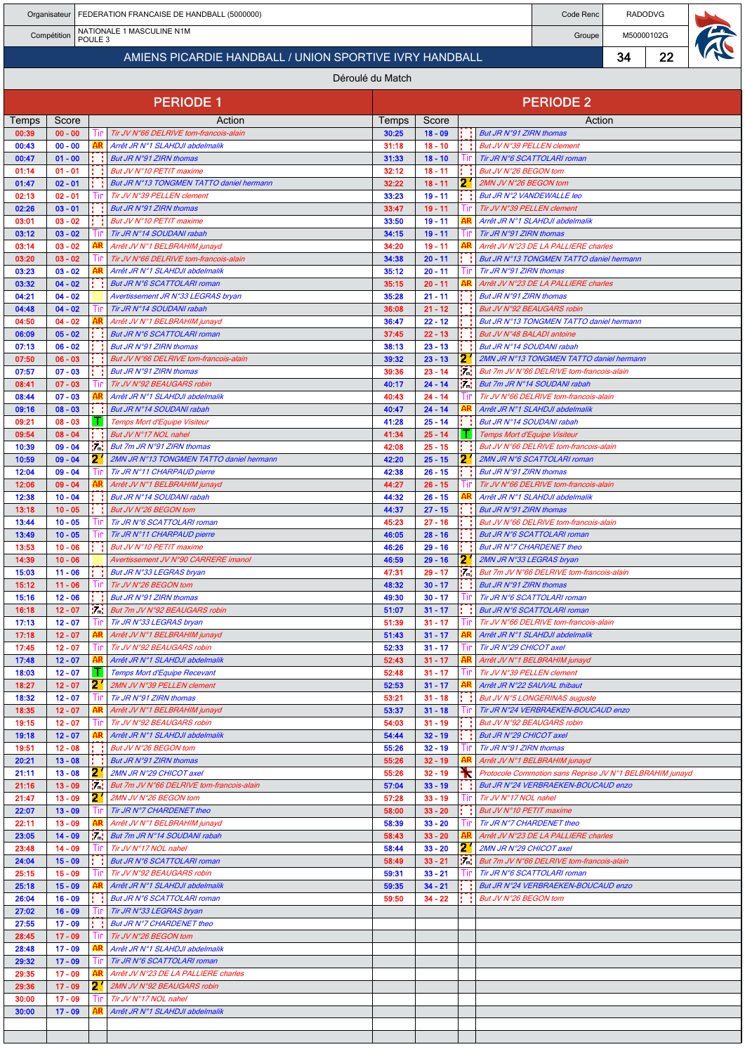| | | | |
|---|---|---|---|
| Organisateur | FEDERATION FRANCAISE DE HANDBALL (5000000) | Code Renc | RADODVG |
| Compétition | NATIONALE 1 MASCULINE N1M POULE 3 | Groupe | M50000102G |

## AMIENS PICARDIE HANDBALL / UNION SPORTIVE IVRY HANDBALL — 34 - 22

Déroulé du Match

| PERIODE 1 | | | PERIODE 2 | | |
|---|---|---|---|---|---|
| Temps | Score | Action | Temps | Score | Action |
| 00:39 | 00 - 00 | Tir JV N°66 DELRIVE tom-francois-alain | 30:25 | 18 - 09 | But JR N°91 ZIRN thomas |
| 00:43 | 00 - 00 | Arrêt JR N°1 SLAHDJI abdelmalik | 31:18 | 18 - 10 | But JV N°39 PELLEN clement |
| 00:47 | 01 - 00 | But JR N°91 ZIRN thomas | 31:33 | 18 - 10 | Tir JR N°6 SCATTOLARI roman |
| 01:14 | 01 - 01 | But JV N°10 PETIT maxime | 32:12 | 18 - 11 | But JV N°26 BEGON tom |
| 01:47 | 02 - 01 | But JR N°13 TONGMEN TATTO daniel hermann | 32:22 | 18 - 11 | 2MN JV N°26 BEGON tom |
| 02:13 | 02 - 01 | Tir JV N°39 PELLEN clement | 33:23 | 19 - 11 | But JR N°2 VANDEWALLE leo |
| 02:26 | 03 - 01 | But JR N°91 ZIRN thomas | 33:47 | 19 - 11 | Tir JV N°39 PELLEN clement |
| 03:01 | 03 - 02 | But JV N°10 PETIT maxime | 33:50 | 19 - 11 | Arrêt JR N°1 SLAHDJI abdelmalik |
| 03:12 | 03 - 02 | Tir JR N°14 SOUDANI rabah | 34:15 | 19 - 11 | Tir JR N°91 ZIRN thomas |
| 03:14 | 03 - 02 | Arrêt JV N°1 BELBRAHIM junayd | 34:20 | 19 - 11 | Arrêt JV N°23 DE LA PALLIERE charles |
| 03:20 | 03 - 02 | Tir JV N°66 DELRIVE tom-francois-alain | 34:38 | 20 - 11 | But JR N°13 TONGMEN TATTO daniel hermann |
| 03:23 | 03 - 02 | Arrêt JR N°1 SLAHDJI abdelmalik | 35:12 | 20 - 11 | Tir JR N°91 ZIRN thomas |
| 03:32 | 04 - 02 | But JR N°6 SCATTOLARI roman | 35:15 | 20 - 11 | Arrêt JV N°23 DE LA PALLIERE charles |
| 04:21 | 04 - 02 | Avertissement JR N°33 LEGRAS bryan | 35:28 | 21 - 11 | But JR N°91 ZIRN thomas |
| 04:48 | 04 - 02 | Tir JR N°14 SOUDANI rabah | 36:08 | 21 - 12 | But JV N°92 BEAUGARS robin |
| 04:50 | 04 - 02 | Arrêt JV N°1 BELBRAHIM junayd | 36:47 | 22 - 12 | But JR N°13 TONGMEN TATTO daniel hermann |
| 06:09 | 05 - 02 | But JR N°6 SCATTOLARI roman | 37:45 | 22 - 13 | But JV N°48 BALADI antoine |
| 07:13 | 06 - 02 | But JR N°91 ZIRN thomas | 38:13 | 23 - 13 | But JR N°14 SOUDANI rabah |
| 07:50 | 06 - 03 | But JV N°66 DELRIVE tom-francois-alain | 39:32 | 23 - 13 | 2MN JR N°13 TONGMEN TATTO daniel hermann |
| 07:57 | 07 - 03 | But JR N°91 ZIRN thomas | 39:36 | 23 - 14 | But 7m JV N°66 DELRIVE tom-francois-alain |
| 08:41 | 07 - 03 | Tir JV N°92 BEAUGARS robin | 40:17 | 24 - 14 | But 7m JR N°14 SOUDANI rabah |
| 08:44 | 07 - 03 | Arrêt JR N°1 SLAHDJI abdelmalik | 40:43 | 24 - 14 | Tir JV N°66 DELRIVE tom-francois-alain |
| 09:16 | 08 - 03 | But JR N°14 SOUDANI rabah | 40:47 | 24 - 14 | Arrêt JR N°1 SLAHDJI abdelmalik |
| 09:21 | 08 - 03 | Temps Mort d'Equipe Visiteur | 41:28 | 25 - 14 | But JR N°14 SOUDANI rabah |
| 09:54 | 08 - 04 | But JV N°17 NOL nahel | 41:34 | 25 - 14 | Temps Mort d'Equipe Visiteur |
| 10:39 | 09 - 04 | But 7m JR N°91 ZIRN thomas | 42:08 | 25 - 15 | But JV N°66 DELRIVE tom-francois-alain |
| 10:59 | 09 - 04 | 2MN JR N°13 TONGMEN TATTO daniel hermann | 42:20 | 25 - 15 | 2MN JR N°6 SCATTOLARI roman |
| 12:04 | 09 - 04 | Tir JR N°11 CHARPAUD pierre | 42:38 | 26 - 15 | But JR N°91 ZIRN thomas |
| 12:06 | 09 - 04 | Arrêt JV N°1 BELBRAHIM junayd | 44:27 | 26 - 15 | Tir JV N°66 DELRIVE tom-francois-alain |
| 12:38 | 10 - 04 | But JR N°14 SOUDANI rabah | 44:32 | 26 - 15 | Arrêt JR N°1 SLAHDJI abdelmalik |
| 13:18 | 10 - 05 | But JV N°26 BEGON tom | 44:37 | 27 - 15 | But JR N°91 ZIRN thomas |
| 13:44 | 10 - 05 | Tir JR N°6 SCATTOLARI roman | 45:23 | 27 - 16 | But JV N°66 DELRIVE tom-francois-alain |
| 13:49 | 10 - 05 | Tir JR N°11 CHARPAUD pierre | 46:05 | 28 - 16 | But JR N°6 SCATTOLARI roman |
| 13:53 | 10 - 06 | But JV N°10 PETIT maxime | 46:26 | 29 - 16 | But JR N°7 CHARDENET theo |
| 14:39 | 10 - 06 | Avertissement JV N°90 CARRERE imanol | 46:59 | 29 - 16 | 2MN JR N°33 LEGRAS bryan |
| 15:03 | 11 - 06 | But JR N°33 LEGRAS bryan | 47:31 | 29 - 17 | But 7m JV N°66 DELRIVE tom-francois-alain |
| 15:12 | 11 - 06 | Tir JV N°26 BEGON tom | 48:32 | 30 - 17 | But JR N°91 ZIRN thomas |
| 15:16 | 12 - 06 | But JR N°91 ZIRN thomas | 49:30 | 30 - 17 | Tir JR N°6 SCATTOLARI roman |
| 16:18 | 12 - 07 | But 7m JV N°92 BEAUGARS robin | 51:07 | 31 - 17 | But JR N°6 SCATTOLARI roman |
| 17:13 | 12 - 07 | Tir JR N°33 LEGRAS bryan | 51:39 | 31 - 17 | Tir JV N°66 DELRIVE tom-francois-alain |
| 17:18 | 12 - 07 | Arrêt JV N°1 BELBRAHIM junayd | 51:43 | 31 - 17 | Arrêt JR N°1 SLAHDJI abdelmalik |
| 17:45 | 12 - 07 | Tir JV N°92 BEAUGARS robin | 52:33 | 31 - 17 | Tir JR N°29 CHICOT axel |
| 17:48 | 12 - 07 | Arrêt JR N°1 SLAHDJI abdelmalik | 52:43 | 31 - 17 | Arrêt JV N°1 BELBRAHIM junayd |
| 18:03 | 12 - 07 | Temps Mort d'Equipe Recevant | 52:48 | 31 - 17 | Tir JV N°39 PELLEN clement |
| 18:27 | 12 - 07 | 2MN JV N°39 PELLEN clement | 52:53 | 31 - 17 | Arrêt JR N°22 SAUVAL thibaut |
| 18:32 | 12 - 07 | Tir JR N°91 ZIRN thomas | 53:21 | 31 - 18 | But JV N°5 LONGERINAS auguste |
| 18:35 | 12 - 07 | Arrêt JV N°1 BELBRAHIM junayd | 53:37 | 31 - 18 | Tir JR N°24 VERBRAEKEN-BOUCAUD enzo |
| 19:15 | 12 - 07 | Tir JV N°92 BEAUGARS robin | 54:03 | 31 - 19 | But JV N°92 BEAUGARS robin |
| 19:18 | 12 - 07 | Arrêt JR N°1 SLAHDJI abdelmalik | 54:44 | 32 - 19 | But JR N°29 CHICOT axel |
| 19:51 | 12 - 08 | But JV N°26 BEGON tom | 55:26 | 32 - 19 | Tir JR N°91 ZIRN thomas |
| 20:21 | 13 - 08 | But JR N°91 ZIRN thomas | 55:26 | 32 - 19 | Arrêt JV N°1 BELBRAHIM junayd |
| 21:11 | 13 - 08 | 2MN JR N°29 CHICOT axel | 55:26 | 32 - 19 | Protocole Commotion sans Reprise JV N°1 BELBRAHIM junayd |
| 21:16 | 13 - 09 | But 7m JV N°66 DELRIVE tom-francois-alain | 57:04 | 33 - 19 | But JR N°24 VERBRAEKEN-BOUCAUD enzo |
| 21:47 | 13 - 09 | 2MN JV N°26 BEGON tom | 57:28 | 33 - 19 | Tir JV N°17 NOL nahel |
| 22:07 | 13 - 09 | Tir JR N°7 CHARDENET theo | 58:00 | 33 - 20 | But JV N°10 PETIT maxime |
| 22:11 | 13 - 09 | Arrêt JV N°1 BELBRAHIM junayd | 58:39 | 33 - 20 | Tir JR N°7 CHARDENET theo |
| 23:05 | 14 - 09 | But 7m JR N°14 SOUDANI rabah | 58:43 | 33 - 20 | Arrêt JV N°23 DE LA PALLIERE charles |
| 23:48 | 14 - 09 | Tir JV N°17 NOL nahel | 58:44 | 33 - 20 | 2MN JR N°29 CHICOT axel |
| 24:04 | 15 - 09 | But JR N°6 SCATTOLARI roman | 58:49 | 33 - 21 | But 7m JV N°66 DELRIVE tom-francois-alain |
| 25:15 | 15 - 09 | Tir JV N°92 BEAUGARS robin | 59:31 | 33 - 21 | Tir JR N°6 SCATTOLARI roman |
| 25:18 | 15 - 09 | Arrêt JR N°1 SLAHDJI abdelmalik | 59:35 | 34 - 21 | But JR N°24 VERBRAEKEN-BOUCAUD enzo |
| 26:04 | 16 - 09 | But JR N°6 SCATTOLARI roman | 59:50 | 34 - 22 | But JV N°26 BEGON tom |
| 27:02 | 16 - 09 | Tir JR N°33 LEGRAS bryan | | | |
| 27:55 | 17 - 09 | But JR N°7 CHARDENET theo | | | |
| 28:45 | 17 - 09 | Tir JV N°26 BEGON tom | | | |
| 28:48 | 17 - 09 | Arrêt JR N°1 SLAHDJI abdelmalik | | | |
| 29:32 | 17 - 09 | Tir JR N°6 SCATTOLARI roman | | | |
| 29:35 | 17 - 09 | Arrêt JV N°23 DE LA PALLIERE charles | | | |
| 29:36 | 17 - 09 | 2MN JV N°92 BEAUGARS robin | | | |
| 30:00 | 17 - 09 | Tir JV N°17 NOL nahel | | | |
| 30:00 | 17 - 09 | Arrêt JR N°1 SLAHDJI abdelmalik | | | |